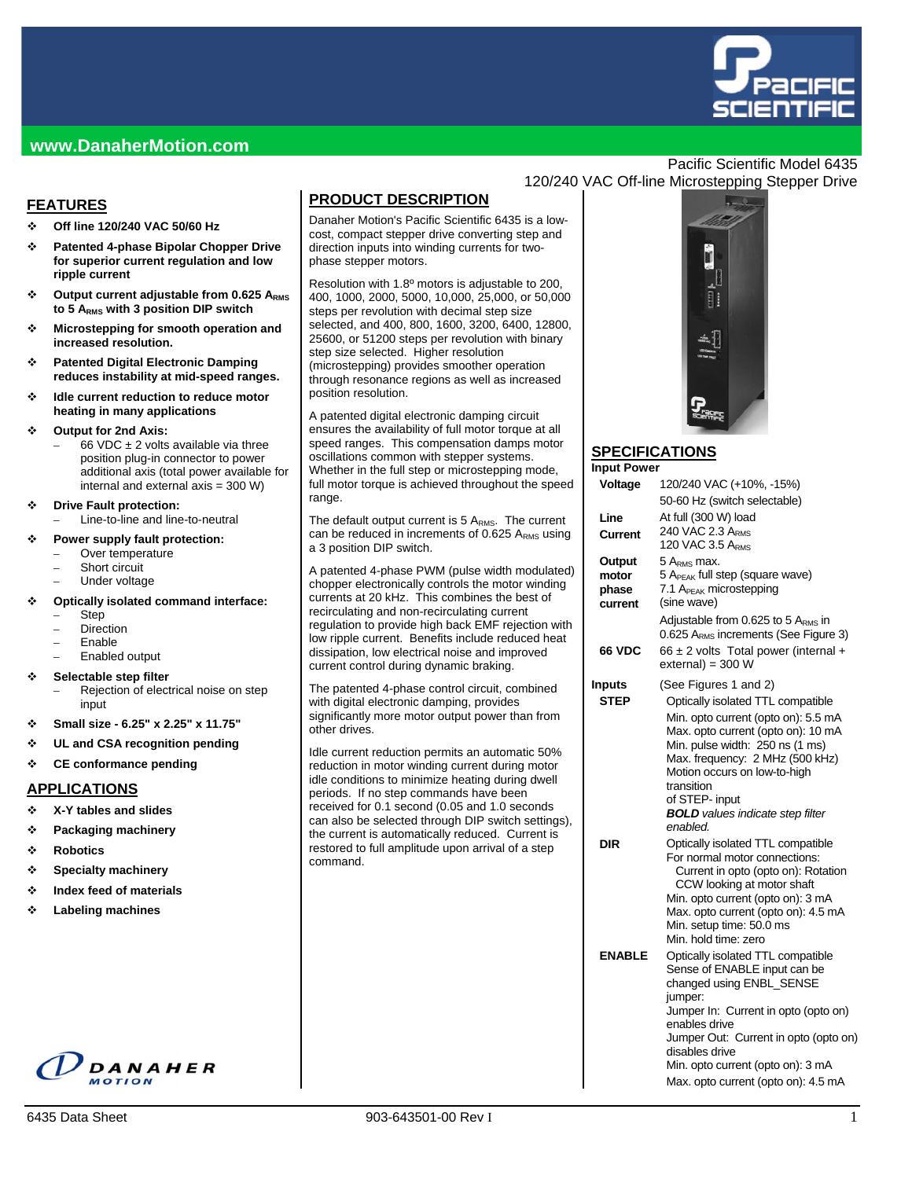www.DanaherMotion.com

Pacific Scientific Model 6435
120/240 VAC Off-line Microstepping Stepper Drive

## FEATURES

- **Off line 120/240 VAC 50/60 Hz**
- **Patented 4-phase Bipolar Chopper Drive for superior current regulation and low ripple current**
- **Output current adjustable from 0.625 $A_{RMS}$ to 5 $A_{RMS}$ with 3 position DIP switch**
- **Microstepping for smooth operation and increased resolution.**
- **Patented Digital Electronic Damping reduces instability at mid-speed ranges.**
- **Idle current reduction to reduce motor heating in many applications**
- **Output for 2nd Axis:**
  - 66 VDC ± 2 volts available via three position plug-in connector to power additional axis (total power available for internal and external axis = 300 W)
- **Drive Fault protection:**
  - Line-to-line and line-to-neutral
- **Power supply fault protection:**
  - Over temperature
  - Short circuit
  - Under voltage
- **Optically isolated command interface:**
  - Step
  - Direction
  - Enable
  - Enabled output
- **Selectable step filter**
  - Rejection of electrical noise on step input
- **Small size - 6.25" x 2.25" x 11.75"**
- **UL and CSA recognition pending**
- **CE conformance pending**

## APPLICATIONS

- **X-Y tables and slides**
- **Packaging machinery**
- **Robotics**
- **Specialty machinery**
- **Index feed of materials**
- **Labeling machines**

## PRODUCT DESCRIPTION

Danaher Motion's Pacific Scientific 6435 is a low-cost, compact stepper drive converting step and direction inputs into winding currents for two-phase stepper motors.

Resolution with 1.8º motors is adjustable to 200, 400, 1000, 2000, 5000, 10,000, 25,000, or 50,000 steps per revolution with decimal step size selected, and 400, 800, 1600, 3200, 6400, 12800, 25600, or 51200 steps per revolution with binary step size selected. Higher resolution (microstepping) provides smoother operation through resonance regions as well as increased position resolution.

A patented digital electronic damping circuit ensures the availability of full motor torque at all speed ranges. This compensation damps motor oscillations common with stepper systems. Whether in the full step or microstepping mode, full motor torque is achieved throughout the speed range.

The default output current is 5 $A_{RMS}$. The current can be reduced in increments of 0.625 $A_{RMS}$ using a 3 position DIP switch.

A patented 4-phase PWM (pulse width modulated) chopper electronically controls the motor winding currents at 20 kHz. This combines the best of recirculating and non-recirculating current regulation to provide high back EMF rejection with low ripple current. Benefits include reduced heat dissipation, low electrical noise and improved current control during dynamic braking.

The patented 4-phase control circuit, combined with digital electronic damping, provides significantly more motor output power than from other drives.

Idle current reduction permits an automatic 50% reduction in motor winding current during motor idle conditions to minimize heating during dwell periods. If no step commands have been received for 0.1 second (0.05 and 1.0 seconds can also be selected through DIP switch settings), the current is automatically reduced. Current is restored to full amplitude upon arrival of a step command.

## SPECIFICATIONS

**Input Power**

| | |
|---|---|
| **Voltage** | 120/240 VAC (+10%, -15%)<br>50-60 Hz (switch selectable) |
| **Line Current** | At full (300 W) load<br>240 VAC 2.3 $A_{RMS}$<br>120 VAC 3.5 $A_{RMS}$ |
| **Output motor phase current** | 5 $A_{RMS}$ max.<br>5 $A_{PEAK}$ full step (square wave)<br>7.1 $A_{PEAK}$ microstepping (sine wave)<br>Adjustable from 0.625 to 5 $A_{RMS}$ in 0.625 $A_{RMS}$ increments (See Figure 3) |
| **66 VDC** | 66 ± 2 volts Total power (internal + external) = 300 W |

**Inputs** (See Figures 1 and 2)

| | |
|---|---|
| **STEP** | Optically isolated TTL compatible<br>Min. opto current (opto on): 5.5 mA<br>Max. opto current (opto on): 10 mA<br>Min. pulse width: 250 ns (**1 ms**)<br>Max. frequency: 2 MHz (**500 kHz**)<br>Motion occurs on low-to-high transition of STEP- input<br>***BOLD** values indicate step filter enabled.* |
| **DIR** | Optically isolated TTL compatible<br>For normal motor connections:<br>Current in opto (opto on): Rotation CCW looking at motor shaft<br>Min. opto current (opto on): 3 mA<br>Max. opto current (opto on): 4.5 mA<br>Min. setup time: 50.0 ms<br>Min. hold time: zero |
| **ENABLE** | Optically isolated TTL compatible<br>Sense of ENABLE input can be changed using ENBL_SENSE jumper:<br>Jumper In: Current in opto (opto on) enables drive<br>Jumper Out: Current in opto (opto on) disables drive<br>Min. opto current (opto on): 3 mA<br>Max. opto current (opto on): 4.5 mA |

6435 Data Sheet 903-643501-00 Rev I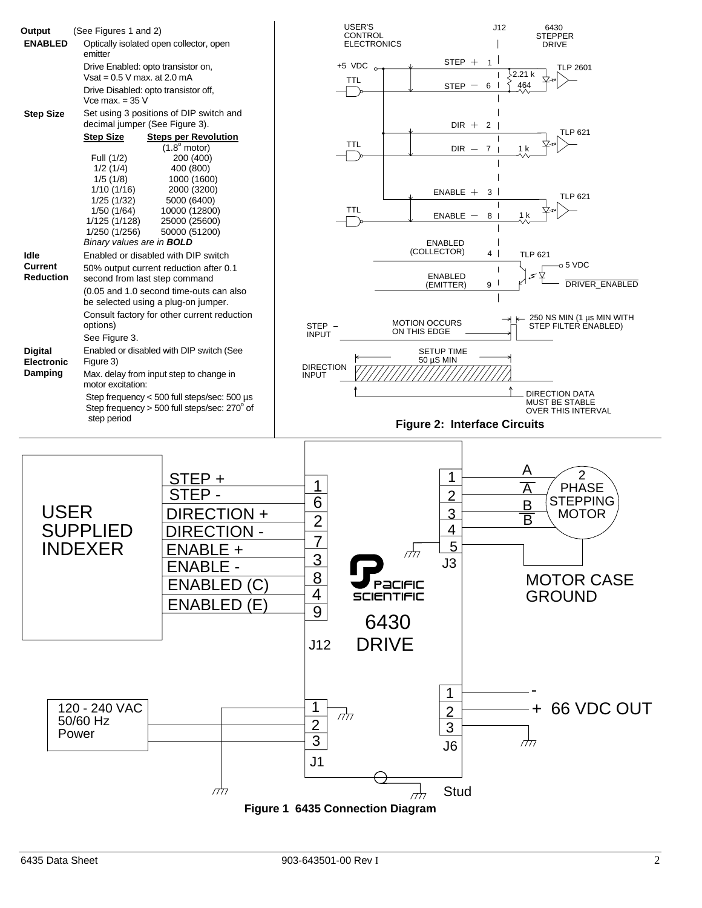| | |
|---|---|
| **Output ENABLED** | (See Figures 1 and 2) Optically isolated open collector, open emitter<br>Drive Enabled: opto transistor on, Vsat = 0.5 V max. at 2.0 mA<br>Drive Disabled: opto transistor off, Vce max. = 35 V |
| **Step Size** | Set using 3 positions of DIP switch and decimal jumper (See Figure 3). |

| Step Size | Steps per Revolution (1.8° motor) |
|---|---|
| Full (1/2) | 200 (400) |
| 1/2 (1/4) | 400 (800) |
| 1/5 (1/8) | 1000 (1600) |
| 1/10 (1/16) | 2000 (3200) |
| 1/25 (1/32) | 5000 (6400) |
| 1/50 (1/64) | 10000 (12800) |
| 1/125 (1/128) | 25000 (25600) |
| 1/250 (1/256) | 50000 (51200) |

*Binary values are in* ***BOLD***

| | |
|---|---|
| **Idle Current Reduction** | Enabled or disabled with DIP switch<br>50% output current reduction after 0.1 second from last step command<br>(0.05 and 1.0 second time-outs can also be selected using a plug-on jumper.<br>Consult factory for other current reduction options)<br>See Figure 3. |
| **Digital Electronic Damping** | Enabled or disabled with DIP switch (See Figure 3)<br>Max. delay from input step to change in motor excitation:<br>Step frequency < 500 full steps/sec: 500 µs<br>Step frequency > 500 full steps/sec: 270° of step period |

USER'S CONTROL ELECTRONICS — J12 — 6430 STEPPER DRIVE

+5 VDC; TTL; STEP + 1; STEP – 6; 2.21 k; 464; TLP 2601; DIR + 2; DIR – 7; 1 k; TLP 621; ENABLE + 3; ENABLE – 8; 1 k; TLP 621; ENABLED (COLLECTOR) 4; ENABLED (EMITTER) 9; TLP 621; 5 VDC; DRIVER_ENABLED

STEP – INPUT; MOTION OCCURS ON THIS EDGE; 250 NS MIN (1 µs MIN WITH STEP FILTER ENABLED)

DIRECTION INPUT; SETUP TIME 50 µS MIN; DIRECTION DATA MUST BE STABLE OVER THIS INTERVAL

**Figure 2: Interface Circuits**

USER SUPPLIED INDEXER: STEP + (1), STEP - (6), DIRECTION + (2), DIRECTION - (7), ENABLE + (3), ENABLE - (8), ENABLED (C) (4), ENABLED (E) (9) — J12

J3: 1 A, 2 $\overline{A}$, 3 B, 4 $\overline{B}$ — 2 PHASE STEPPING MOTOR; 5 — MOTOR CASE GROUND

PACIFIC SCIENTIFIC 6430 DRIVE

120 - 240 VAC 50/60 Hz Power — J1 (1, 2, 3)

J6: 1 -, 2 + 66 VDC OUT, 3

Stud

**Figure 1 6435 Connection Diagram**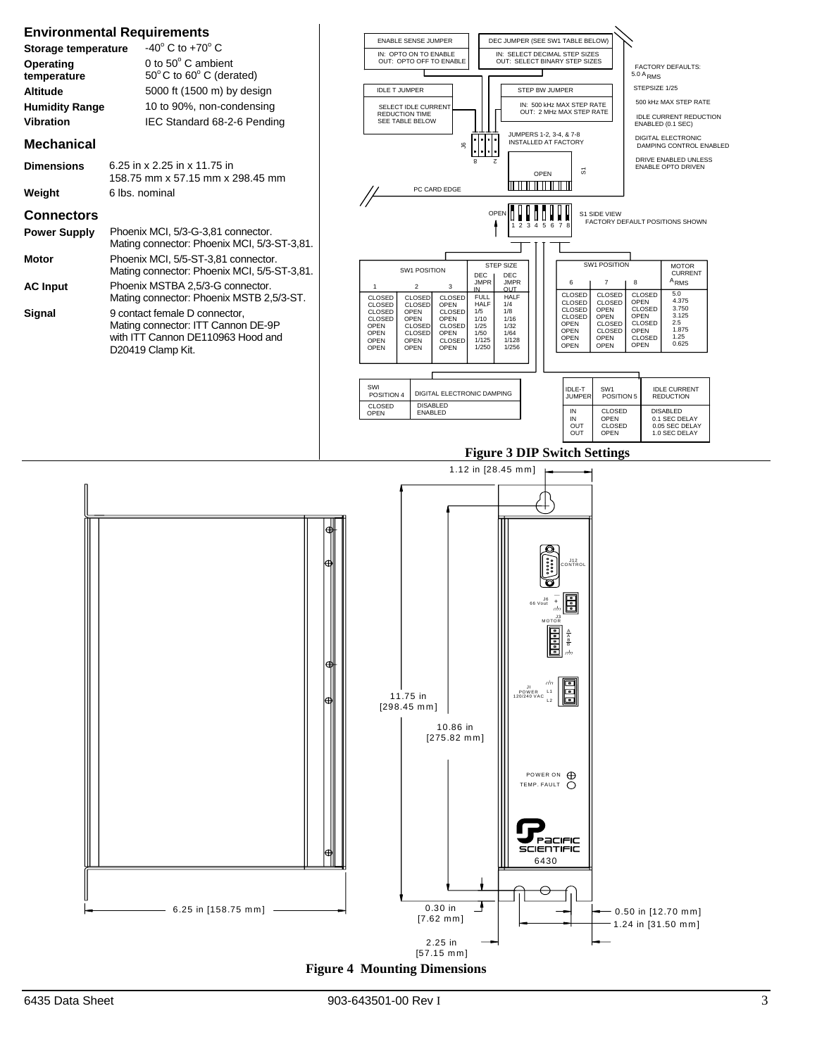## Environmental Requirements

| | |
|---|---|
| **Storage temperature** | -40° C to +70° C |
| **Operating temperature** | 0 to 50° C ambient<br>50° C to 60° C (derated) |
| **Altitude** | 5000 ft (1500 m) by design |
| **Humidity Range** | 10 to 90%, non-condensing |
| **Vibration** | IEC Standard 68-2-6 Pending |

## Mechanical

| | |
|---|---|
| **Dimensions** | 6.25 in x 2.25 in x 11.75 in<br>158.75 mm x 57.15 mm x 298.45 mm |
| **Weight** | 6 lbs. nominal |

## Connectors

| | |
|---|---|
| **Power Supply** | Phoenix MCI, 5/3-G-3,81 connector.<br>Mating connector: Phoenix MCI, 5/3-ST-3,81. |
| **Motor** | Phoenix MCI, 5/5-ST-3,81 connector.<br>Mating connector: Phoenix MCI, 5/5-ST-3,81. |
| **AC Input** | Phoenix MSTBA 2,5/3-G connector.<br>Mating connector: Phoenix MSTB 2,5/3-ST. |
| **Signal** | 9 contact female D connector,<br>Mating connector: ITT Cannon DE-9P<br>with ITT Cannon DE110963 Hood and<br>D20419 Clamp Kit. |

ENABLE SENSE JUMPER — IN: OPTO ON TO ENABLE; OUT: OPTO OFF TO ENABLE

DEC JUMPER (SEE SW1 TABLE BELOW) — IN: SELECT DECIMAL STEP SIZES; OUT: SELECT BINARY STEP SIZES

IDLE T JUMPER — SELECT IDLE CURRENT REDUCTION TIME SEE TABLE BELOW

STEP BW JUMPER — IN: 500 kHz MAX STEP RATE; OUT: 2 MHz MAX STEP RATE

JUMPERS 1-2, 3-4, & 7-8 INSTALLED AT FACTORY

FACTORY DEFAULTS:
- 5.0 $A_{RMS}$
- STEPSIZE 1/25
- 500 kHz MAX STEP RATE
- IDLE CURRENT REDUCTION ENABLED (0.1 SEC)
- DIGITAL ELECTRONIC DAMPING CONTROL ENABLED
- DRIVE ENABLED UNLESS ENABLE OPTO DRIVEN

PC CARD EDGE

S1 SIDE VIEW — FACTORY DEFAULT POSITIONS SHOWN

| SW1 POSITION 1 | SW1 POSITION 2 | SW1 POSITION 3 | STEP SIZE DEC JMPR IN | STEP SIZE DEC JMPR OUT |
|---|---|---|---|---|
| CLOSED | CLOSED | CLOSED | FULL | HALF |
| CLOSED | CLOSED | OPEN | HALF | 1/4 |
| CLOSED | OPEN | CLOSED | 1/5 | 1/8 |
| CLOSED | OPEN | OPEN | 1/10 | 1/16 |
| OPEN | CLOSED | CLOSED | 1/25 | 1/32 |
| OPEN | CLOSED | OPEN | 1/50 | 1/64 |
| OPEN | OPEN | CLOSED | 1/125 | 1/128 |
| OPEN | OPEN | OPEN | 1/250 | 1/256 |

| SW1 POSITION 6 | SW1 POSITION 7 | SW1 POSITION 8 | MOTOR CURRENT $A_{RMS}$ |
|---|---|---|---|
| CLOSED | CLOSED | CLOSED | 5.0 |
| CLOSED | CLOSED | OPEN | 4.375 |
| CLOSED | OPEN | CLOSED | 3.750 |
| CLOSED | OPEN | OPEN | 3.125 |
| OPEN | CLOSED | CLOSED | 2.5 |
| OPEN | CLOSED | OPEN | 1.875 |
| OPEN | OPEN | CLOSED | 1.25 |
| OPEN | OPEN | OPEN | 0.625 |

| SWI POSITION 4 | DIGITAL ELECTRONIC DAMPING |
|---|---|
| CLOSED | DISABLED |
| OPEN | ENABLED |

| IDLE-T JUMPER | SW1 POSITION 5 | IDLE CURRENT REDUCTION |
|---|---|---|
| IN | CLOSED | DISABLED |
| IN | OPEN | 0.1 SEC DELAY |
| OUT | CLOSED | 0.05 SEC DELAY |
| OUT | OPEN | 1.0 SEC DELAY |

**Figure 3 DIP Switch Settings**

J12 CONTROL; J6 66 Vout; J3 MOTOR; J1 POWER 120/240 VAC L1 L2; POWER ON; TEMP. FAULT; PACIFIC SCIENTIFIC 6430

Dimensions: 1.12 in [28.45 mm]; 11.75 in [298.45 mm]; 10.86 in [275.82 mm]; 6.25 in [158.75 mm]; 0.30 in [7.62 mm]; 0.50 in [12.70 mm]; 1.24 in [31.50 mm]; 2.25 in [57.15 mm]

**Figure 4 Mounting Dimensions**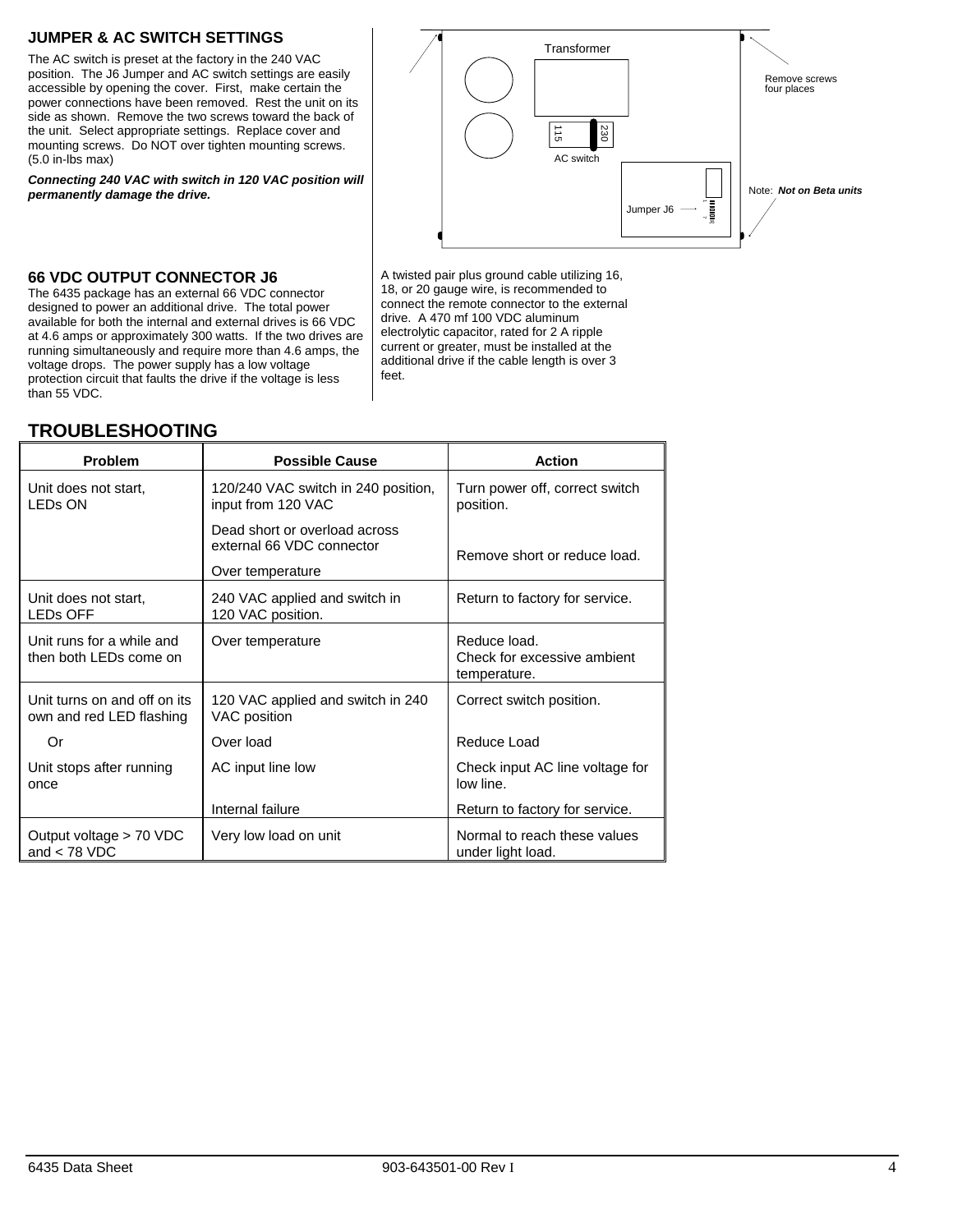## JUMPER & AC SWITCH SETTINGS

The AC switch is preset at the factory in the 240 VAC position. The J6 Jumper and AC switch settings are easily accessible by opening the cover. First, make certain the power connections have been removed. Rest the unit on its side as shown. Remove the two screws toward the back of the unit. Select appropriate settings. Replace cover and mounting screws. Do NOT over tighten mounting screws. (5.0 in-lbs max)

***Connecting 240 VAC with switch in 120 VAC position will permanently damage the drive.***

Transformer

Remove screws four places

115 230

AC switch

Jumper J6

Note: ***Not on Beta units***

## 66 VDC OUTPUT CONNECTOR J6

The 6435 package has an external 66 VDC connector designed to power an additional drive. The total power available for both the internal and external drives is 66 VDC at 4.6 amps or approximately 300 watts. If the two drives are running simultaneously and require more than 4.6 amps, the voltage drops. The power supply has a low voltage protection circuit that faults the drive if the voltage is less than 55 VDC.

A twisted pair plus ground cable utilizing 16, 18, or 20 gauge wire, is recommended to connect the remote connector to the external drive. A 470 mf 100 VDC aluminum electrolytic capacitor, rated for 2 A ripple current or greater, must be installed at the additional drive if the cable length is over 3 feet.

## TROUBLESHOOTING

| Problem | Possible Cause | Action |
|---|---|---|
| Unit does not start, LEDs ON | 120/240 VAC switch in 240 position, input from 120 VAC | Turn power off, correct switch position. |
| | Dead short or overload across external 66 VDC connector | Remove short or reduce load. |
| | Over temperature | |
| Unit does not start, LEDs OFF | 240 VAC applied and switch in 120 VAC position. | Return to factory for service. |
| Unit runs for a while and then both LEDs come on | Over temperature | Reduce load. Check for excessive ambient temperature. |
| Unit turns on and off on its own and red LED flashing | 120 VAC applied and switch in 240 VAC position | Correct switch position. |
| Or | Over load | Reduce Load |
| Unit stops after running once | AC input line low | Check input AC line voltage for low line. |
| | Internal failure | Return to factory for service. |
| Output voltage > 70 VDC and < 78 VDC | Very low load on unit | Normal to reach these values under light load. |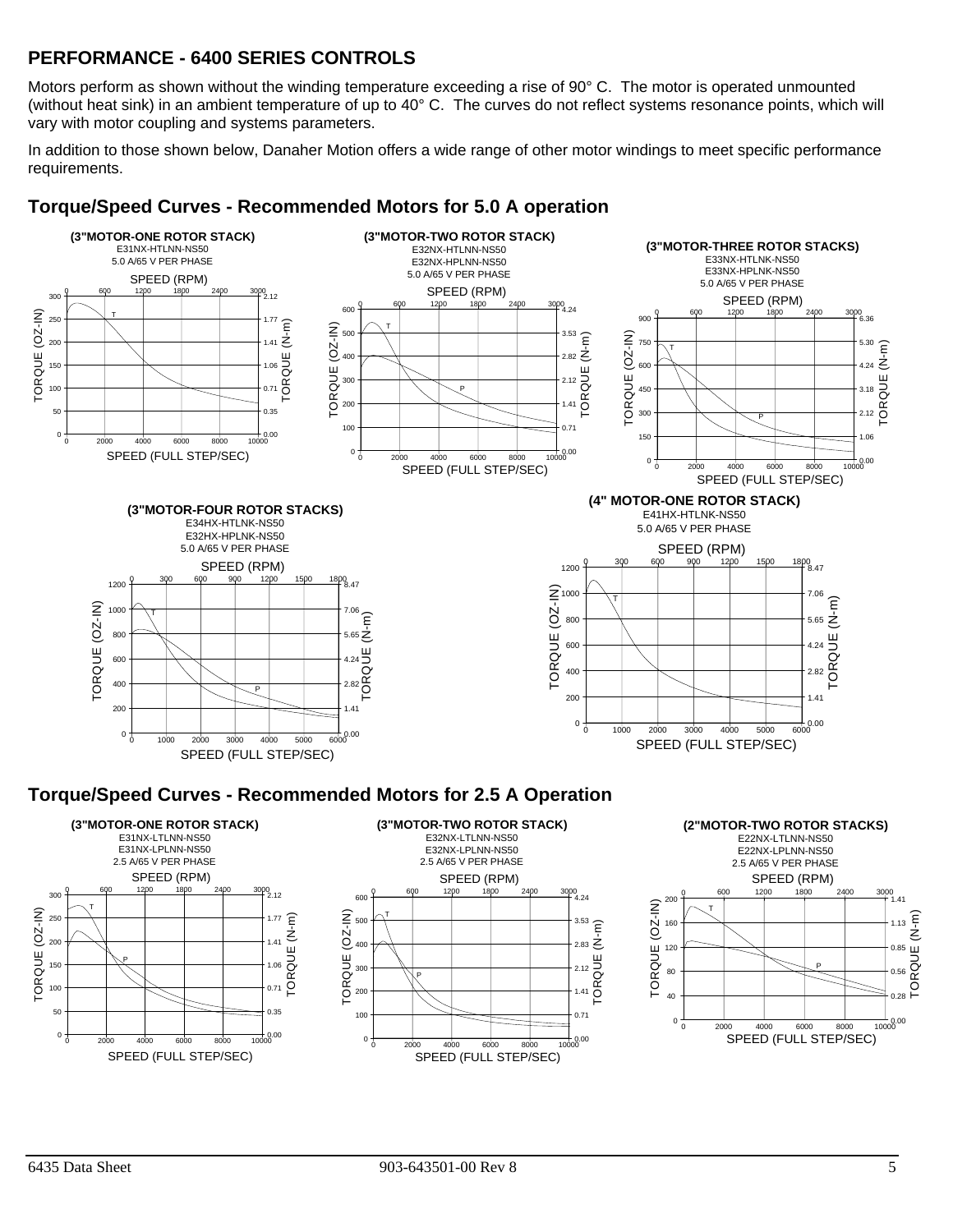## PERFORMANCE - 6400 SERIES CONTROLS

Motors perform as shown without the winding temperature exceeding a rise of 90° C. The motor is operated unmounted (without heat sink) in an ambient temperature of up to 40° C. The curves do not reflect systems resonance points, which will vary with motor coupling and systems parameters.

In addition to those shown below, Danaher Motion offers a wide range of other motor windings to meet specific performance requirements.

### Torque/Speed Curves - Recommended Motors for 5.0 A operation

**(3"MOTOR-ONE ROTOR STACK)**
E31NX-HTLNN-NS50
5.0 A/65 V PER PHASE

**(3"MOTOR-TWO ROTOR STACK)**
E32NX-HTLNN-NS50
E32NX-HPLNN-NS50
5.0 A/65 V PER PHASE

**(3"MOTOR-THREE ROTOR STACKS)**
E33NX-HTLNK-NS50
E33NX-HPLNK-NS50
5.0 A/65 V PER PHASE

**(3"MOTOR-FOUR ROTOR STACKS)**
E34HX-HTLNK-NS50
E32HX-HPLNK-NS50
5.0 A/65 V PER PHASE

**(4" MOTOR-ONE ROTOR STACK)**
E41HX-HTLNK-NS50
5.0 A/65 V PER PHASE

### Torque/Speed Curves - Recommended Motors for 2.5 A Operation

**(3"MOTOR-ONE ROTOR STACK)**
E31NX-LTLNN-NS50
E31NX-LPLNN-NS50
2.5 A/65 V PER PHASE

**(3"MOTOR-TWO ROTOR STACK)**
E32NX-LTLNN-NS50
E32NX-LPLNN-NS50
2.5 A/65 V PER PHASE

**(2"MOTOR-TWO ROTOR STACKS)**
E22NX-LTLNN-NS50
E22NX-LPLNN-NS50
2.5 A/65 V PER PHASE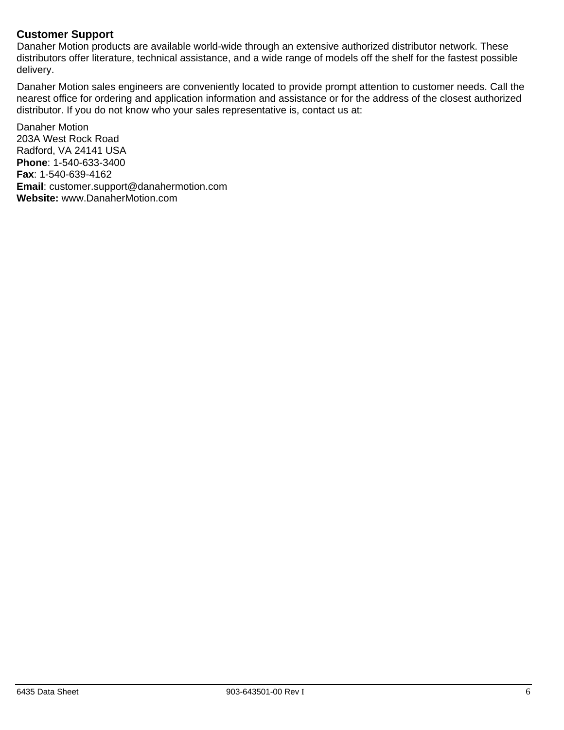## Customer Support

Danaher Motion products are available world-wide through an extensive authorized distributor network. These distributors offer literature, technical assistance, and a wide range of models off the shelf for the fastest possible delivery.

Danaher Motion sales engineers are conveniently located to provide prompt attention to customer needs. Call the nearest office for ordering and application information and assistance or for the address of the closest authorized distributor. If you do not know who your sales representative is, contact us at:

Danaher Motion  
203A West Rock Road  
Radford, VA 24141 USA  
**Phone**: 1-540-633-3400  
**Fax**: 1-540-639-4162  
**Email**: customer.support@danahermotion.com  
**Website:** www.DanaherMotion.com